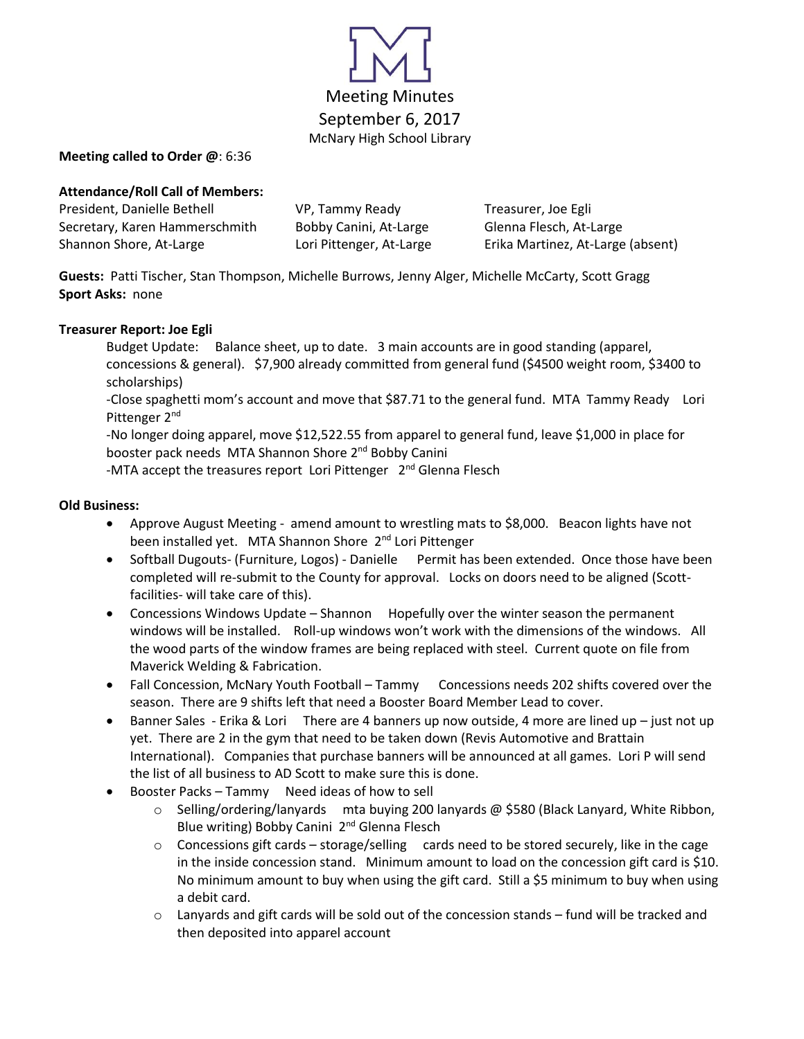# Meeting Minutes

September 6, 2017

McNary High School Library

**Meeting called to Order @**: 6:36

**Attendance/Roll Call of Members:**

| | | |
|---|---|---|
| President, Danielle Bethell | VP, Tammy Ready | Treasurer, Joe Egli |
| Secretary, Karen Hammerschmith | Bobby Canini, At-Large | Glenna Flesch, At-Large |
| Shannon Shore, At-Large | Lori Pittenger, At-Large | Erika Martinez, At-Large (absent) |

**Guests:** Patti Tischer, Stan Thompson, Michelle Burrows, Jenny Alger, Michelle McCarty, Scott Gragg
**Sport Asks:** none

**Treasurer Report: Joe Egli**

Budget Update: Balance sheet, up to date. 3 main accounts are in good standing (apparel, concessions & general). $7,900 already committed from general fund ($4500 weight room, $3400 to scholarships)

-Close spaghetti mom's account and move that $87.71 to the general fund. MTA Tammy Ready Lori Pittenger 2nd

-No longer doing apparel, move $12,522.55 from apparel to general fund, leave $1,000 in place for booster pack needs MTA Shannon Shore 2nd Bobby Canini

-MTA accept the treasures report Lori Pittenger 2nd Glenna Flesch

**Old Business:**

- Approve August Meeting - amend amount to wrestling mats to $8,000. Beacon lights have not been installed yet. MTA Shannon Shore 2nd Lori Pittenger
- Softball Dugouts- (Furniture, Logos) - Danielle Permit has been extended. Once those have been completed will re-submit to the County for approval. Locks on doors need to be aligned (Scott- facilities- will take care of this).
- Concessions Windows Update – Shannon Hopefully over the winter season the permanent windows will be installed. Roll-up windows won't work with the dimensions of the windows. All the wood parts of the window frames are being replaced with steel. Current quote on file from Maverick Welding & Fabrication.
- Fall Concession, McNary Youth Football – Tammy Concessions needs 202 shifts covered over the season. There are 9 shifts left that need a Booster Board Member Lead to cover.
- Banner Sales - Erika & Lori There are 4 banners up now outside, 4 more are lined up – just not up yet. There are 2 in the gym that need to be taken down (Revis Automotive and Brattain International). Companies that purchase banners will be announced at all games. Lori P will send the list of all business to AD Scott to make sure this is done.
- Booster Packs – Tammy Need ideas of how to sell
    - Selling/ordering/lanyards mta buying 200 lanyards @ $580 (Black Lanyard, White Ribbon, Blue writing) Bobby Canini 2nd Glenna Flesch
    - Concessions gift cards – storage/selling cards need to be stored securely, like in the cage in the inside concession stand. Minimum amount to load on the concession gift card is $10. No minimum amount to buy when using the gift card. Still a $5 minimum to buy when using a debit card.
    - Lanyards and gift cards will be sold out of the concession stands – fund will be tracked and then deposited into apparel account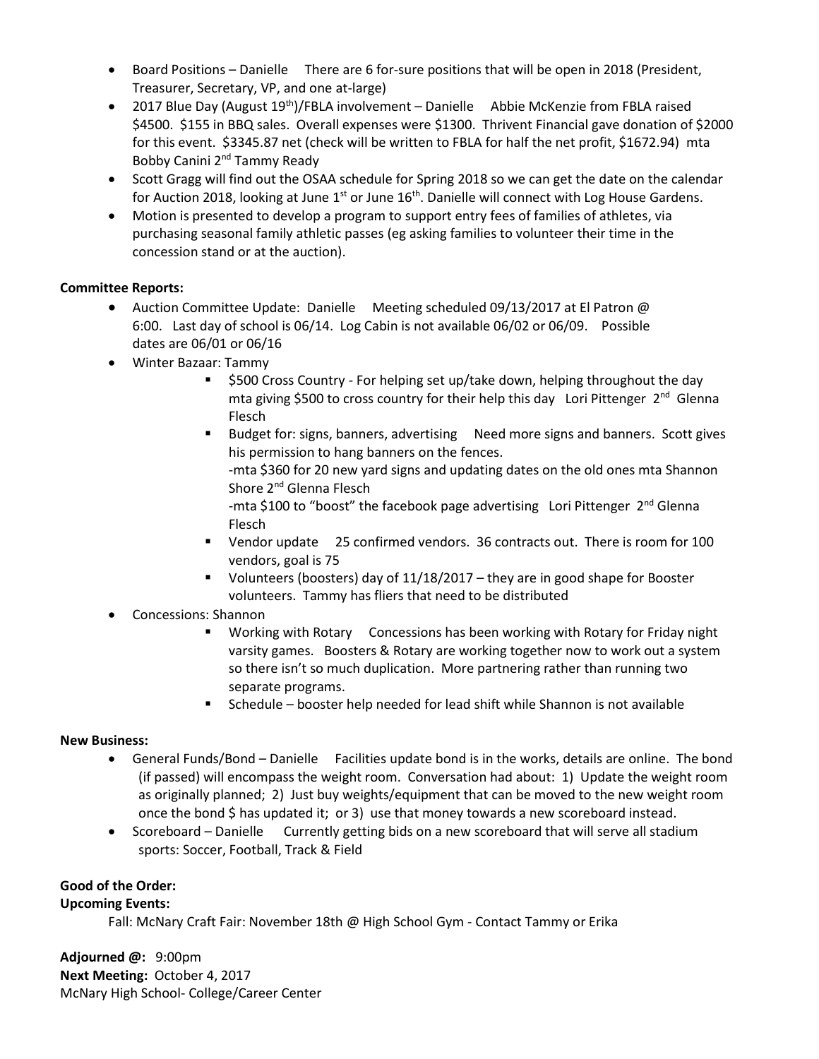- Board Positions – Danielle There are 6 for-sure positions that will be open in 2018 (President, Treasurer, Secretary, VP, and one at-large)
- 2017 Blue Day (August 19th)/FBLA involvement – Danielle Abbie McKenzie from FBLA raised $4500. $155 in BBQ sales. Overall expenses were $1300. Thrivent Financial gave donation of $2000 for this event. $3345.87 net (check will be written to FBLA for half the net profit, $1672.94) mta Bobby Canini 2nd Tammy Ready
- Scott Gragg will find out the OSAA schedule for Spring 2018 so we can get the date on the calendar for Auction 2018, looking at June 1st or June 16th. Danielle will connect with Log House Gardens.
- Motion is presented to develop a program to support entry fees of families of athletes, via purchasing seasonal family athletic passes (eg asking families to volunteer their time in the concession stand or at the auction).

**Committee Reports:**

- Auction Committee Update: Danielle Meeting scheduled 09/13/2017 at El Patron @ 6:00. Last day of school is 06/14. Log Cabin is not available 06/02 or 06/09. Possible dates are 06/01 or 06/16
- Winter Bazaar: Tammy
  - $500 Cross Country - For helping set up/take down, helping throughout the day mta giving $500 to cross country for their help this day Lori Pittenger 2nd Glenna Flesch
  - Budget for: signs, banners, advertising Need more signs and banners. Scott gives his permission to hang banners on the fences.
    -mta $360 for 20 new yard signs and updating dates on the old ones mta Shannon Shore 2nd Glenna Flesch
    -mta $100 to "boost" the facebook page advertising Lori Pittenger 2nd Glenna Flesch
  - Vendor update 25 confirmed vendors. 36 contracts out. There is room for 100 vendors, goal is 75
  - Volunteers (boosters) day of 11/18/2017 – they are in good shape for Booster volunteers. Tammy has fliers that need to be distributed
- Concessions: Shannon
  - Working with Rotary Concessions has been working with Rotary for Friday night varsity games. Boosters & Rotary are working together now to work out a system so there isn't so much duplication. More partnering rather than running two separate programs.
  - Schedule – booster help needed for lead shift while Shannon is not available

**New Business:**

- General Funds/Bond – Danielle Facilities update bond is in the works, details are online. The bond (if passed) will encompass the weight room. Conversation had about: 1) Update the weight room as originally planned; 2) Just buy weights/equipment that can be moved to the new weight room once the bond $ has updated it; or 3) use that money towards a new scoreboard instead.
- Scoreboard – Danielle Currently getting bids on a new scoreboard that will serve all stadium sports: Soccer, Football, Track & Field

**Good of the Order:**

**Upcoming Events:**

Fall: McNary Craft Fair: November 18th @ High School Gym - Contact Tammy or Erika

**Adjourned @:** 9:00pm
**Next Meeting:** October 4, 2017
McNary High School- College/Career Center